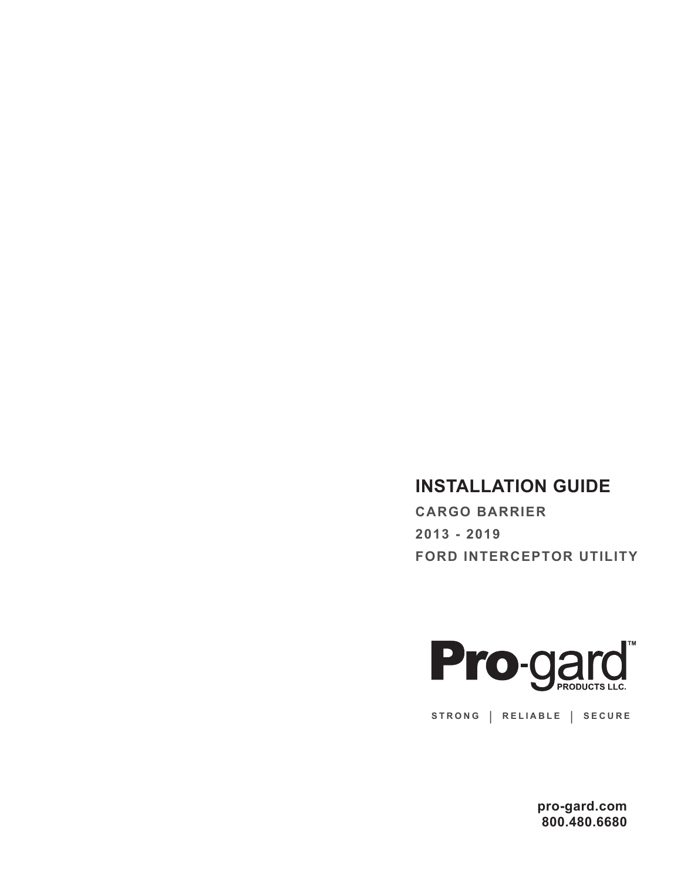# INSTALLATION GUIDE

## CARGO BARRIER

## 2013 - 2019

## FORD INTERCEPTOR UTILITY

**Pro-gard™ PRODUCTS LLC.**

STRONG | RELIABLE | SECURE

**pro-gard.com**
**800.480.6680**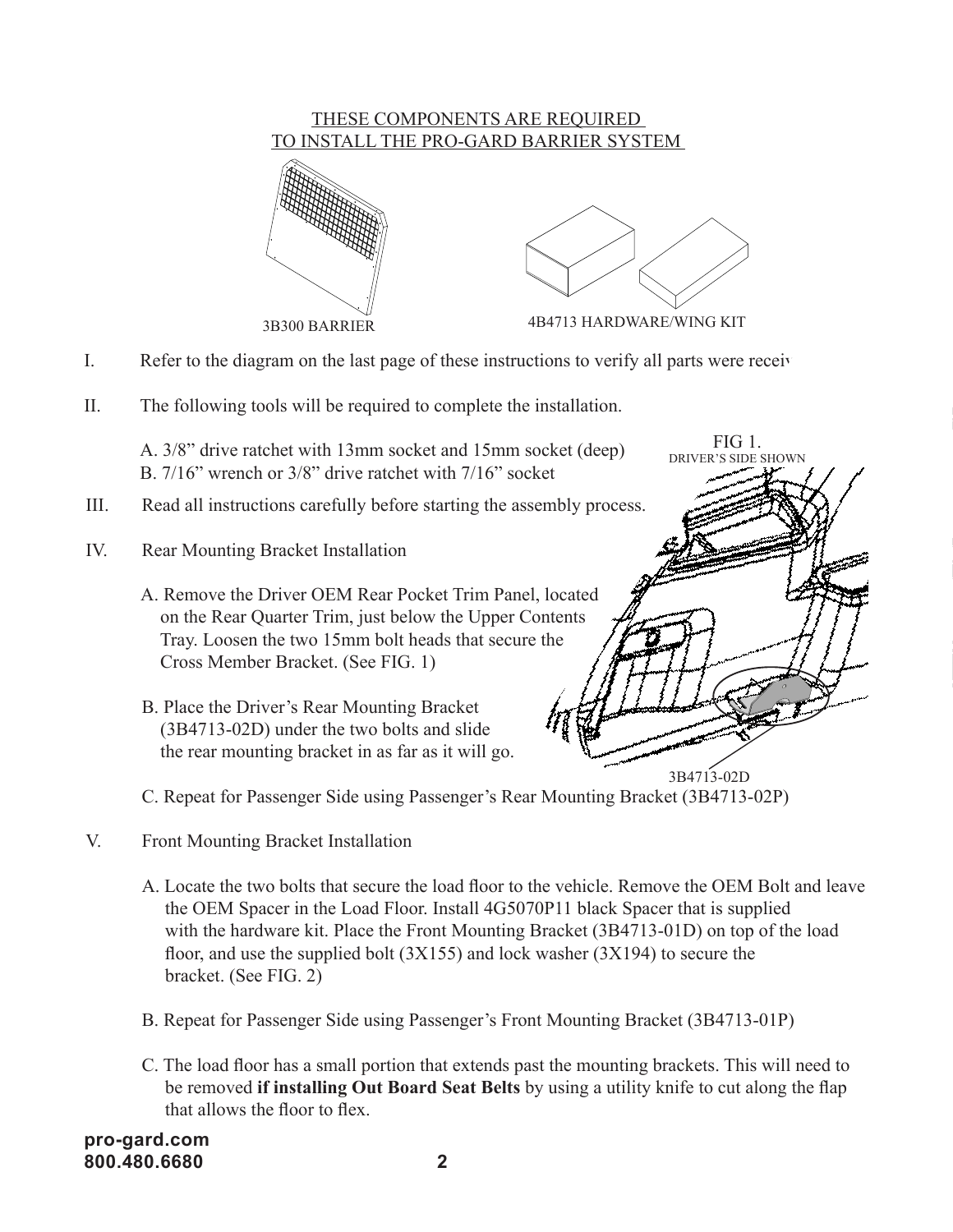THESE COMPONENTS ARE REQUIRED
TO INSTALL THE PRO-GARD BARRIER SYSTEM

3B300 BARRIER

4B4713 HARDWARE/WING KIT

I. Refer to the diagram on the last page of these instructions to verify all parts were recei

II. The following tools will be required to complete the installation.

A. 3/8" drive ratchet with 13mm socket and 15mm socket (deep)
B. 7/16" wrench or 3/8" drive ratchet with 7/16" socket

III. Read all instructions carefully before starting the assembly process.

IV. Rear Mounting Bracket Installation

A. Remove the Driver OEM Rear Pocket Trim Panel, located on the Rear Quarter Trim, just below the Upper Contents Tray. Loosen the two 15mm bolt heads that secure the Cross Member Bracket. (See FIG. 1)

B. Place the Driver's Rear Mounting Bracket (3B4713-02D) under the two bolts and slide the rear mounting bracket in as far as it will go.

FIG 1.
DRIVER'S SIDE SHOWN

3B4713-02D

C. Repeat for Passenger Side using Passenger's Rear Mounting Bracket (3B4713-02P)

V. Front Mounting Bracket Installation

A. Locate the two bolts that secure the load floor to the vehicle. Remove the OEM Bolt and leave the OEM Spacer in the Load Floor. Install 4G5070P11 black Spacer that is supplied with the hardware kit. Place the Front Mounting Bracket (3B4713-01D) on top of the load floor, and use the supplied bolt (3X155) and lock washer (3X194) to secure the bracket. (See FIG. 2)

B. Repeat for Passenger Side using Passenger's Front Mounting Bracket (3B4713-01P)

C. The load floor has a small portion that extends past the mounting brackets. This will need to be removed **if installing Out Board Seat Belts** by using a utility knife to cut along the flap that allows the floor to flex.

**pro-gard.com**
**800.480.6680**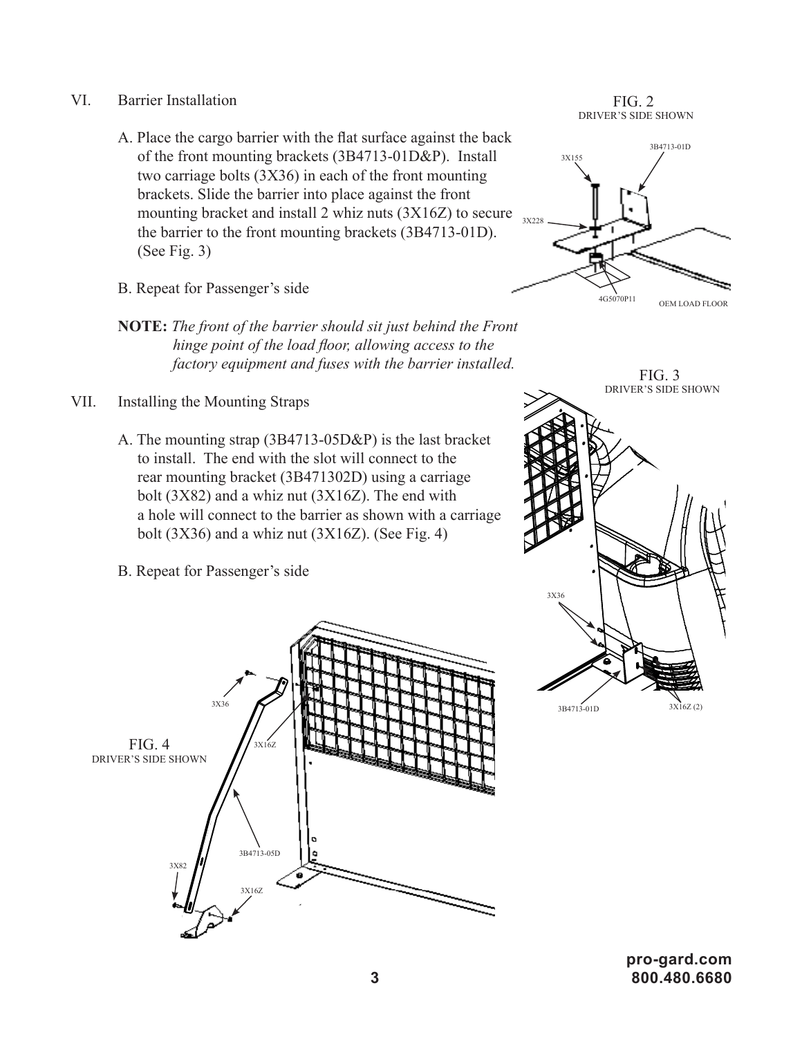VI. Barrier Installation

A. Place the cargo barrier with the flat surface against the back of the front mounting brackets (3B4713-01D&P). Install two carriage bolts (3X36) in each of the front mounting brackets. Slide the barrier into place against the front mounting bracket and install 2 whiz nuts (3X16Z) to secure the barrier to the front mounting brackets (3B4713-01D). (See Fig. 3)

B. Repeat for Passenger's side

**NOTE:** *The front of the barrier should sit just behind the Front hinge point of the load floor, allowing access to the factory equipment and fuses with the barrier installed.*

VII. Installing the Mounting Straps

A. The mounting strap (3B4713-05D&P) is the last bracket to install. The end with the slot will connect to the rear mounting bracket (3B471302D) using a carriage bolt (3X82) and a whiz nut (3X16Z). The end with a hole will connect to the barrier as shown with a carriage bolt (3X36) and a whiz nut (3X16Z). (See Fig. 4)

B. Repeat for Passenger's side

FIG. 2
DRIVER'S SIDE SHOWN

3X155 3B4713-01D 3X228 4G5070P11 OEM LOAD FLOOR

FIG. 3
DRIVER'S SIDE SHOWN

3X36 3B4713-01D 3X16Z (2)

FIG. 4
DRIVER'S SIDE SHOWN

3X36 3X16Z 3B4713-05D 3X82 3X16Z

pro-gard.com
800.480.6680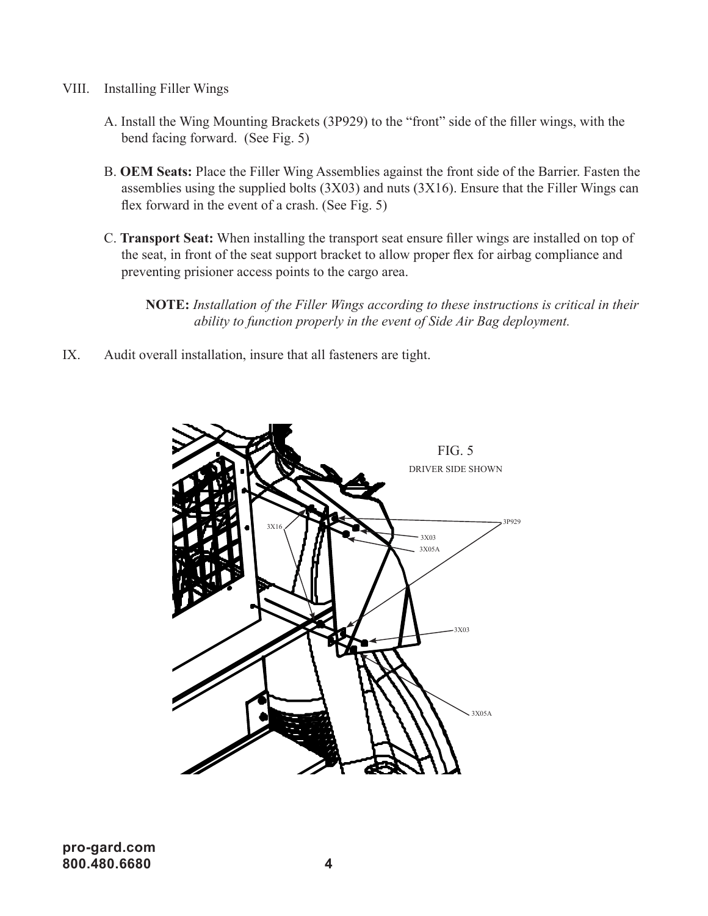VIII. Installing Filler Wings

A. Install the Wing Mounting Brackets (3P929) to the "front" side of the filler wings, with the bend facing forward. (See Fig. 5)

B. **OEM Seats:** Place the Filler Wing Assemblies against the front side of the Barrier. Fasten the assemblies using the supplied bolts (3X03) and nuts (3X16). Ensure that the Filler Wings can flex forward in the event of a crash. (See Fig. 5)

C. **Transport Seat:** When installing the transport seat ensure filler wings are installed on top of the seat, in front of the seat support bracket to allow proper flex for airbag compliance and preventing prisioner access points to the cargo area.

**NOTE:** *Installation of the Filler Wings according to these instructions is critical in their ability to function properly in the event of Side Air Bag deployment.*

IX. Audit overall installation, insure that all fasteners are tight.

FIG. 5
DRIVER SIDE SHOWN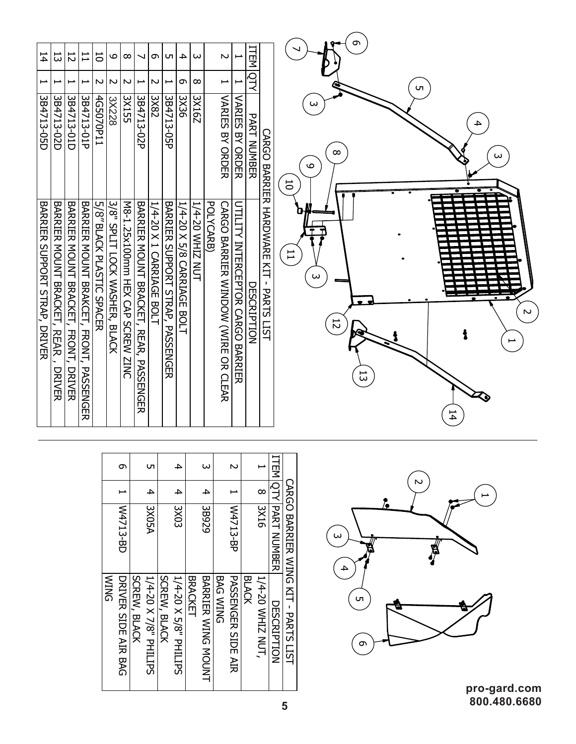## CARGO BARRIER HARDWARE KIT - PARTS LIST

| ITEM | QTY | PART NUMBER | DESCRIPTION |
|---|---|---|---|
| 1 | 1 | VARIES BY ORDER | UTILITY INTERCEPTOR CARGO BARRIER |
| 2 | 1 | VARIES BY ORDER | CARGO BARRIER WINDOW (WIRE OR CLEAR POLYCARB) |
| 3 | 8 | 3X16Z | 1/4-20 WHIZ NUT |
| 4 | 6 | 3X36 | 1/4-20 X 5/8 CARRIAGE BOLT |
| 5 | 1 | 3B4713-05P | BARRIER SUPPORT STRAP, PASSENGER |
| 6 | 2 | 3X82 | 1/4-20 X 1 CARRIAGE BOLT |
| 7 | 1 | 3B4713-02P | BARRIER MOUNT BRACKET, REAR, PASSENGER |
| 8 | 2 | 3X155 | M8-1.25x100mm HEX CAP SCREW ZINC |
| 9 | 2 | 3X228 | 3/8" SPLIT LOCK WASHER, BLACK |
| 10 | 2 | 4G5070P11 | 5/8" BLACK PLASTIC SPACER |
| 11 | 1 | 3B4713-01P | BARRIER MOUNT BRAKCET, FRONT, PASSENGER |
| 12 | 1 | 3B4713-01D | BARRIER MOUNT BRACKET, FRONT, DRIVER |
| 13 | 1 | 3B4713-02D | BARRIER MOUNT BRACKET, REAR , DRIVER |
| 14 | 1 | 3B4713-05D | BARRIER SUPPORT STRAP, DRIVER |

## CARGO BARRIER WING KIT - PARTS LIST

| ITEM | QTY | PART NUMBER | DESCRIPTION |
|---|---|---|---|
| 1 | 8 | 3X16 | 1/4-20 WHIZ NUT, BLACK |
| 2 | 1 | W4713-BP | PASSENGER SIDE AIR BAG WING |
| 3 | 4 | 3B929 | BARRIER WING MOUNT BRACKET |
| 4 | 4 | 3X03 | 1/4-20 X 5/8" PHILPS SCREW, BLACK |
| 5 | 4 | 3X05A | 1/4-20 X 7/8" PHILIPS SCREW, BLACK |
| 6 | 1 | W4713-BD | DRIVER SIDE AIR BAG WING |

pro-gard.com
800.480.6680